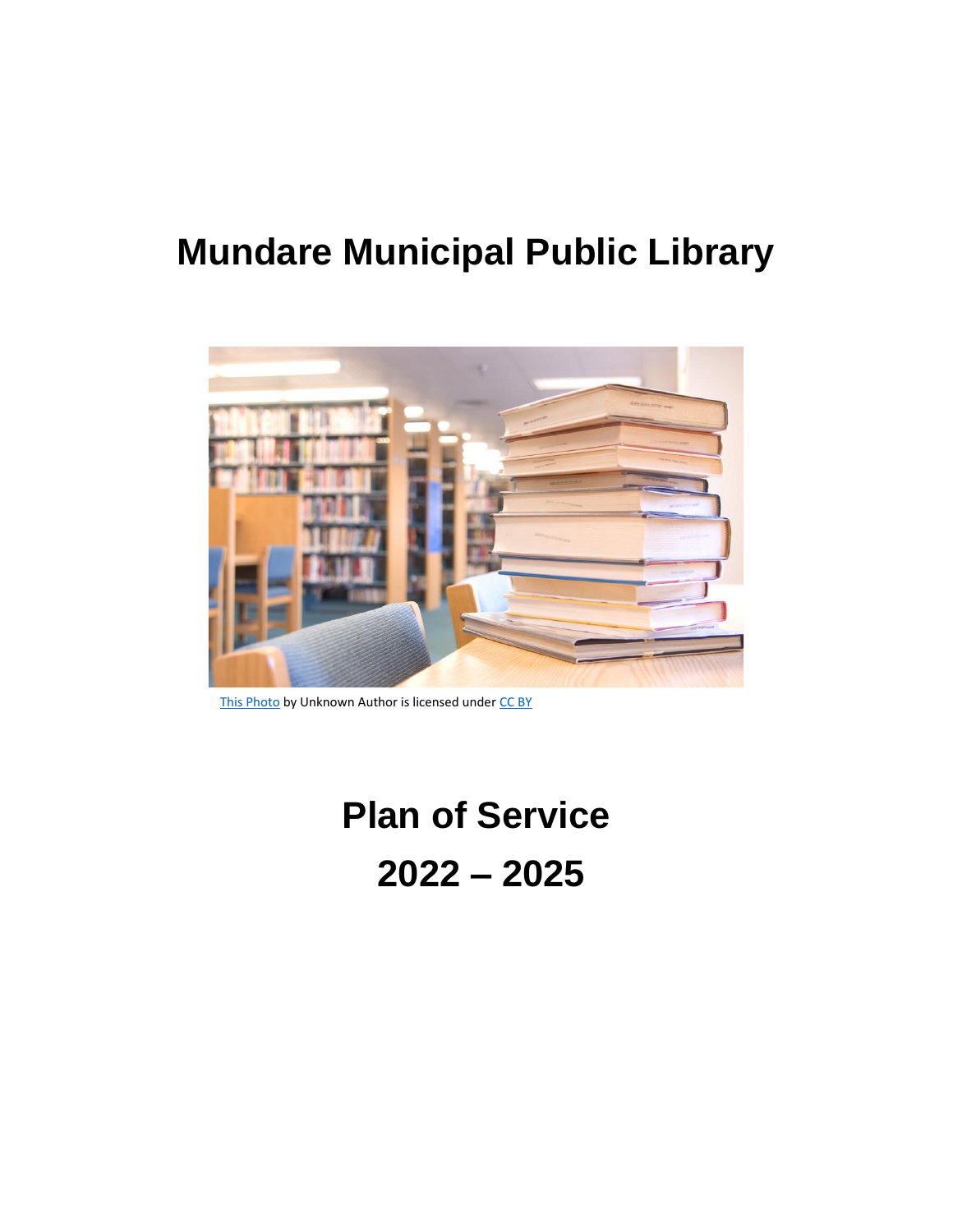# Mundare Municipal Public Library

This Photo by Unknown Author is licensed under CC BY

# Plan of Service

# 2022 – 2025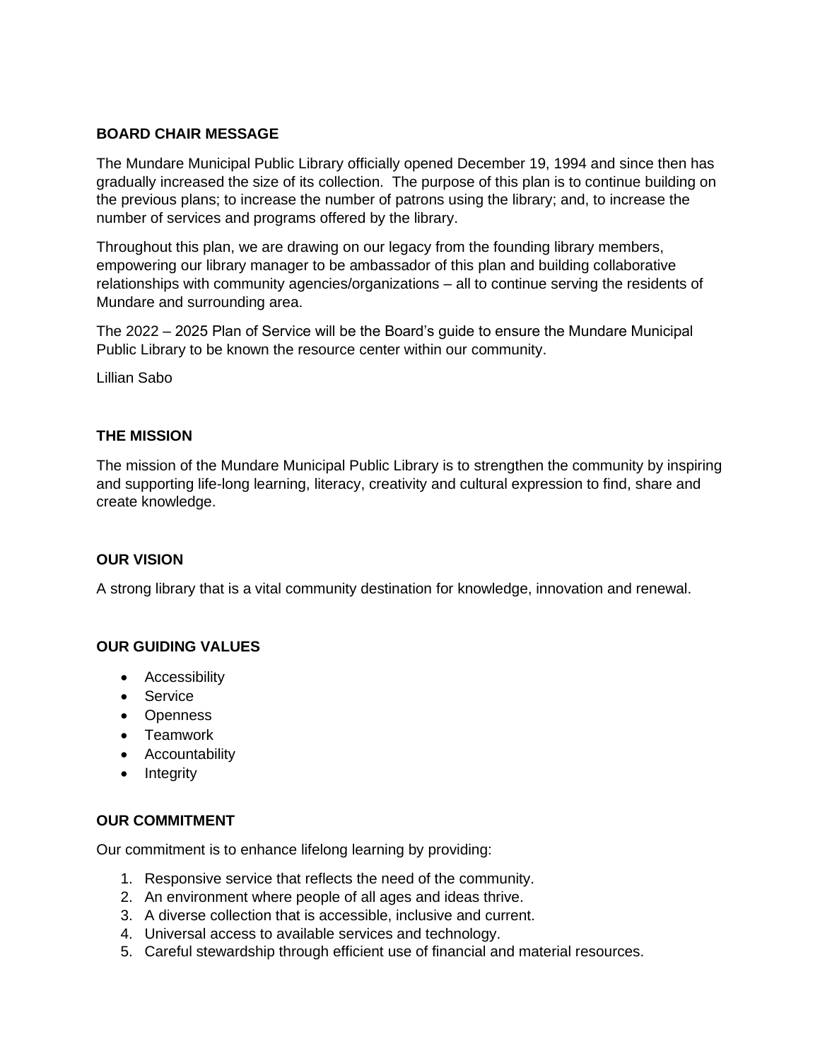## BOARD CHAIR MESSAGE

The Mundare Municipal Public Library officially opened December 19, 1994 and since then has gradually increased the size of its collection. The purpose of this plan is to continue building on the previous plans; to increase the number of patrons using the library; and, to increase the number of services and programs offered by the library.

Throughout this plan, we are drawing on our legacy from the founding library members, empowering our library manager to be ambassador of this plan and building collaborative relationships with community agencies/organizations – all to continue serving the residents of Mundare and surrounding area.

The 2022 – 2025 Plan of Service will be the Board's guide to ensure the Mundare Municipal Public Library to be known the resource center within our community.

Lillian Sabo

## THE MISSION

The mission of the Mundare Municipal Public Library is to strengthen the community by inspiring and supporting life-long learning, literacy, creativity and cultural expression to find, share and create knowledge.

## OUR VISION

A strong library that is a vital community destination for knowledge, innovation and renewal.

## OUR GUIDING VALUES

- Accessibility
- Service
- Openness
- Teamwork
- Accountability
- Integrity

## OUR COMMITMENT

Our commitment is to enhance lifelong learning by providing:

1. Responsive service that reflects the need of the community.
2. An environment where people of all ages and ideas thrive.
3. A diverse collection that is accessible, inclusive and current.
4. Universal access to available services and technology.
5. Careful stewardship through efficient use of financial and material resources.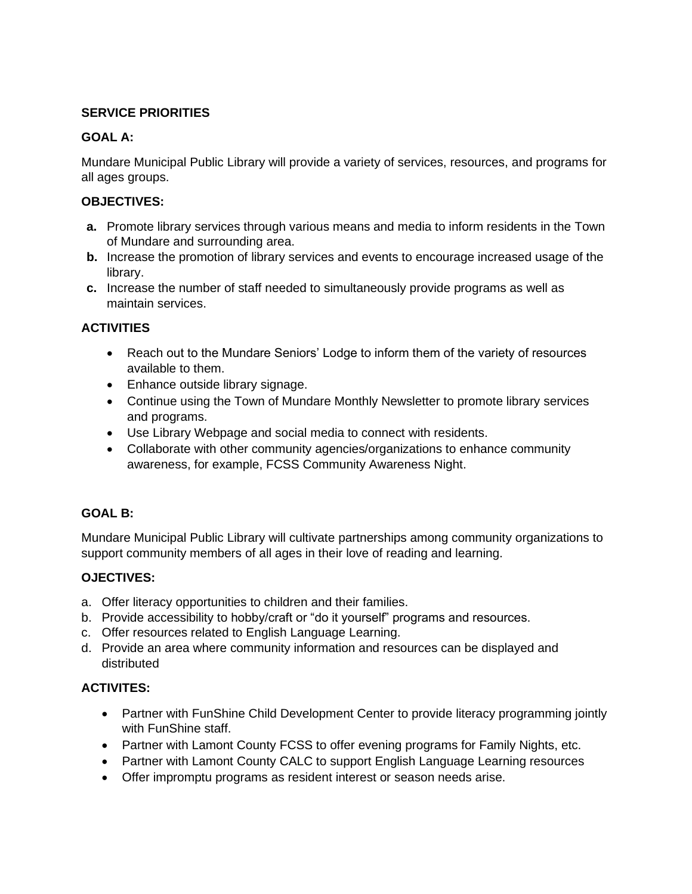**SERVICE PRIORITIES**

**GOAL A:**

Mundare Municipal Public Library will provide a variety of services, resources, and programs for all ages groups.

**OBJECTIVES:**

- **a.** Promote library services through various means and media to inform residents in the Town of Mundare and surrounding area.
- **b.** Increase the promotion of library services and events to encourage increased usage of the library.
- **c.** Increase the number of staff needed to simultaneously provide programs as well as maintain services.

**ACTIVITIES**

- Reach out to the Mundare Seniors' Lodge to inform them of the variety of resources available to them.
- Enhance outside library signage.
- Continue using the Town of Mundare Monthly Newsletter to promote library services and programs.
- Use Library Webpage and social media to connect with residents.
- Collaborate with other community agencies/organizations to enhance community awareness, for example, FCSS Community Awareness Night.

**GOAL B:**

Mundare Municipal Public Library will cultivate partnerships among community organizations to support community members of all ages in their love of reading and learning.

**OJECTIVES:**

a. Offer literacy opportunities to children and their families.
b. Provide accessibility to hobby/craft or "do it yourself" programs and resources.
c. Offer resources related to English Language Learning.
d. Provide an area where community information and resources can be displayed and distributed

**ACTIVITES:**

- Partner with FunShine Child Development Center to provide literacy programming jointly with FunShine staff.
- Partner with Lamont County FCSS to offer evening programs for Family Nights, etc.
- Partner with Lamont County CALC to support English Language Learning resources
- Offer impromptu programs as resident interest or season needs arise.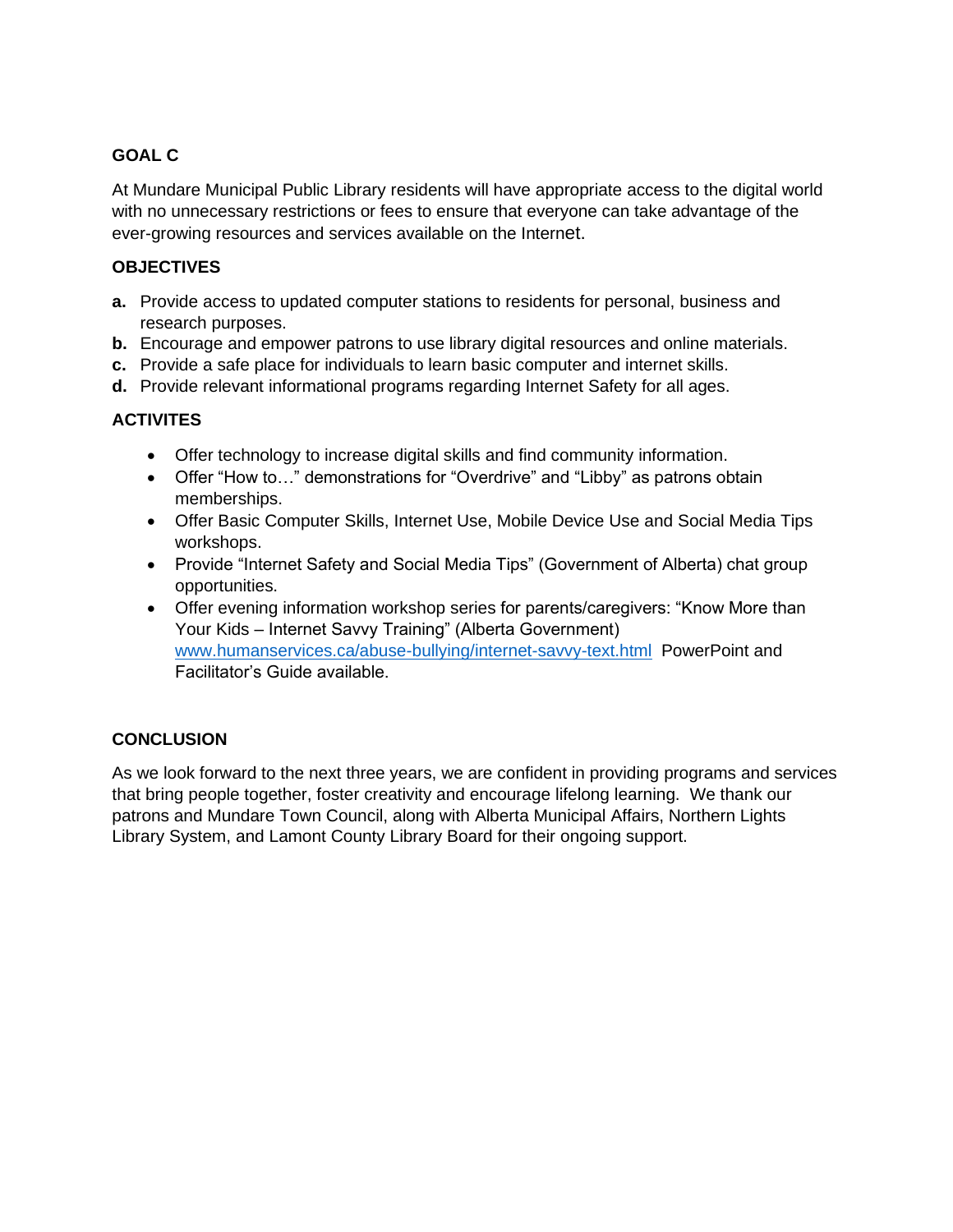## GOAL C

At Mundare Municipal Public Library residents will have appropriate access to the digital world with no unnecessary restrictions or fees to ensure that everyone can take advantage of the ever-growing resources and services available on the Internet.

## OBJECTIVES

**a.** Provide access to updated computer stations to residents for personal, business and research purposes.
**b.** Encourage and empower patrons to use library digital resources and online materials.
**c.** Provide a safe place for individuals to learn basic computer and internet skills.
**d.** Provide relevant informational programs regarding Internet Safety for all ages.

## ACTIVITES

- Offer technology to increase digital skills and find community information.
- Offer "How to…" demonstrations for "Overdrive" and "Libby" as patrons obtain memberships.
- Offer Basic Computer Skills, Internet Use, Mobile Device Use and Social Media Tips workshops.
- Provide "Internet Safety and Social Media Tips" (Government of Alberta) chat group opportunities.
- Offer evening information workshop series for parents/caregivers: "Know More than Your Kids – Internet Savvy Training" (Alberta Government) [www.humanservices.ca/abuse-bullying/internet-savvy-text.html](www.humanservices.ca/abuse-bullying/internet-savvy-text.html) PowerPoint and Facilitator's Guide available.

## CONCLUSION

As we look forward to the next three years, we are confident in providing programs and services that bring people together, foster creativity and encourage lifelong learning. We thank our patrons and Mundare Town Council, along with Alberta Municipal Affairs, Northern Lights Library System, and Lamont County Library Board for their ongoing support.